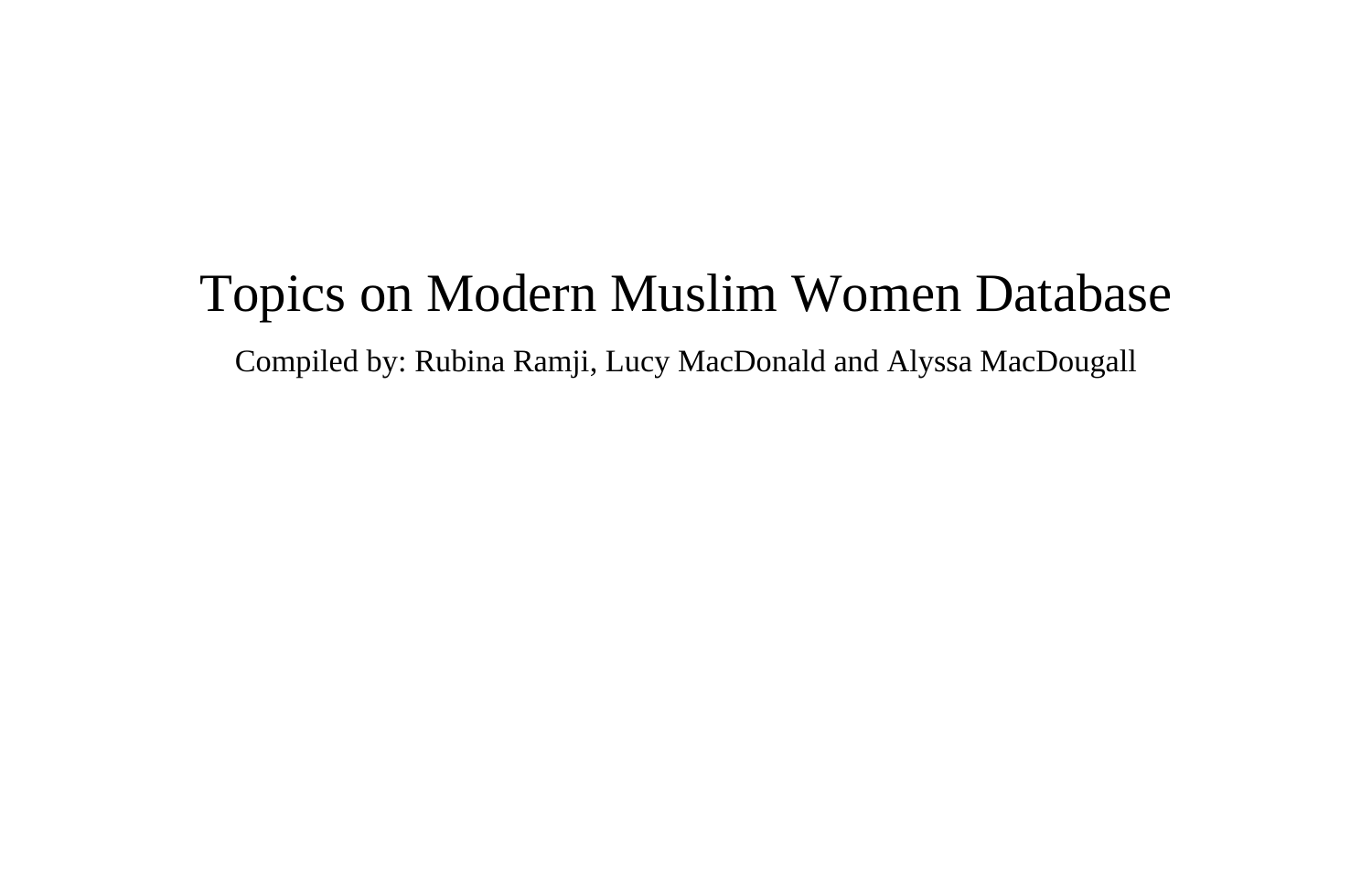# Topics on Modern Muslim Women Database

Compiled by: Rubina Ramji, Lucy MacDonald and Alyssa MacDougall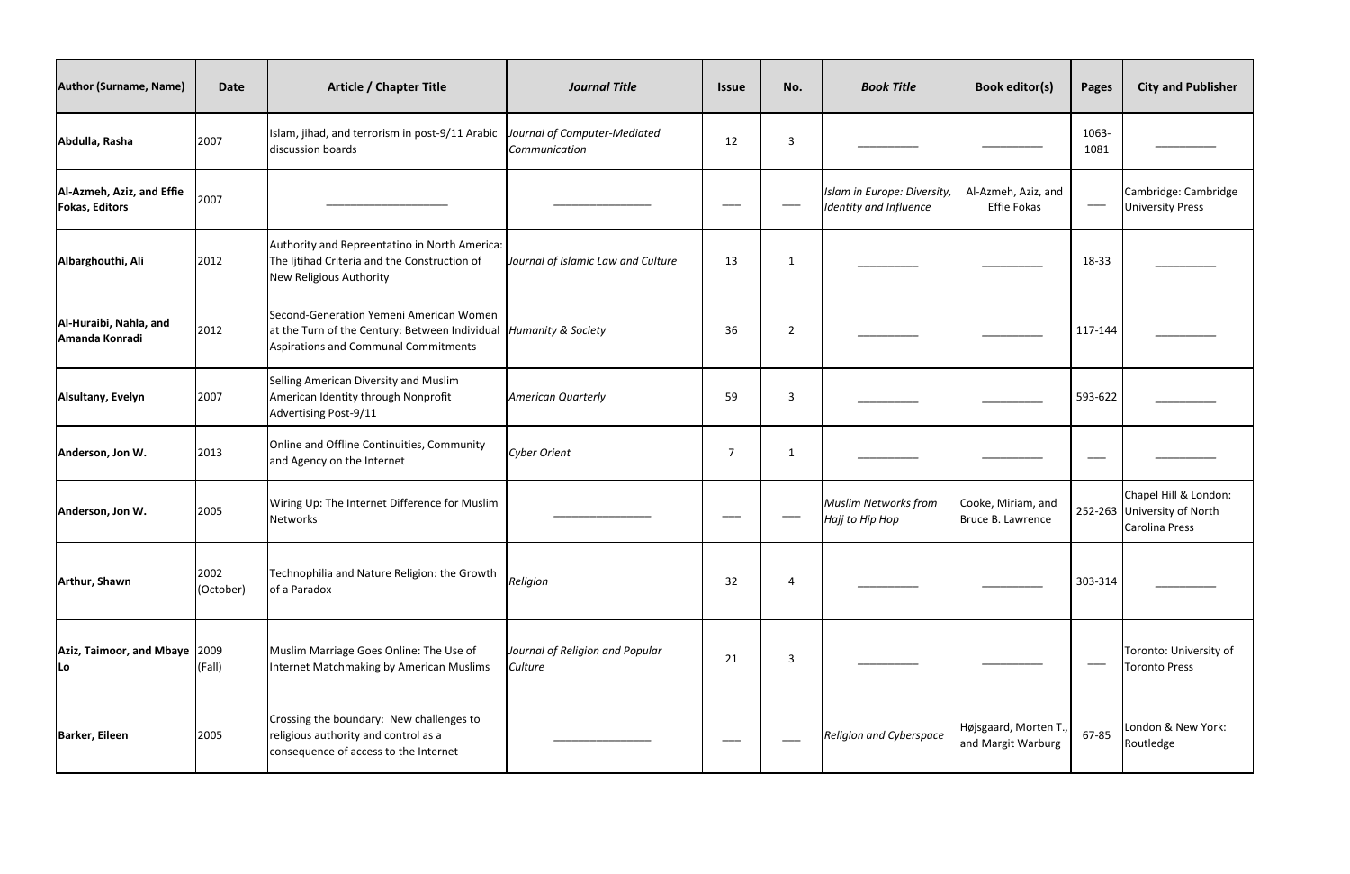| Author (Surname, Name) | Date | Article / Chapter Title | *Journal Title* | Issue | No. | *Book Title* | Book editor(s) | Pages | City and Publisher |
|---|---|---|---|---|---|---|---|---|---|
| **Abdulla, Rasha** | 2007 | Islam, jihad, and terrorism in post-9/11 Arabic discussion boards | *Journal of Computer-Mediated Communication* | 12 | 3 | __________ | __________ | 1063-1081 | __________ |
| **Al-Azmeh, Aziz, and Effie Fokas, Editors** | 2007 | ____________________ | ________________ | ___ | ___ | *Islam in Europe: Diversity, Identity and Influence* | Al-Azmeh, Aziz, and Effie Fokas | ___ | Cambridge: Cambridge University Press |
| **Albarghouthi, Ali** | 2012 | Authority and Repreentatino in North America: The Ijtihad Criteria and the Construction of New Religious Authority | *Journal of Islamic Law and Culture* | 13 | 1 | __________ | __________ | 18-33 | __________ |
| **Al-Huraibi, Nahla, and Amanda Konradi** | 2012 | Second-Generation Yemeni American Women at the Turn of the Century: Between Individual Aspirations and Communal Commitments | *Humanity & Society* | 36 | 2 | __________ | __________ | 117-144 | __________ |
| **Alsultany, Evelyn** | 2007 | Selling American Diversity and Muslim American Identity through Nonprofit Advertising Post-9/11 | *American Quarterly* | 59 | 3 | __________ | __________ | 593-622 | __________ |
| **Anderson, Jon W.** | 2013 | Online and Offline Continuities, Community and Agency on the Internet | *Cyber Orient* | 7 | 1 | __________ | __________ | ___ | __________ |
| **Anderson, Jon W.** | 2005 | Wiring Up: The Internet Difference for Muslim Networks | ________________ | ___ | ___ | *Muslim Networks from Hajj to Hip Hop* | Cooke, Miriam, and Bruce B. Lawrence | 252-263 | Chapel Hill & London: University of North Carolina Press |
| **Arthur, Shawn** | 2002 (October) | Technophilia and Nature Religion: the Growth of a Paradox | *Religion* | 32 | 4 | __________ | __________ | 303-314 | __________ |
| **Aziz, Taimoor, and Mbaye Lo** | 2009 (Fall) | Muslim Marriage Goes Online: The Use of Internet Matchmaking by American Muslims | *Journal of Religion and Popular Culture* | 21 | 3 | __________ | __________ | ___ | Toronto: University of Toronto Press |
| **Barker, Eileen** | 2005 | Crossing the boundary: New challenges to religious authority and control as a consequence of access to the Internet | ________________ | ___ | ___ | *Religion and Cyberspace* | Højsgaard, Morten T., and Margit Warburg | 67-85 | London & New York: Routledge |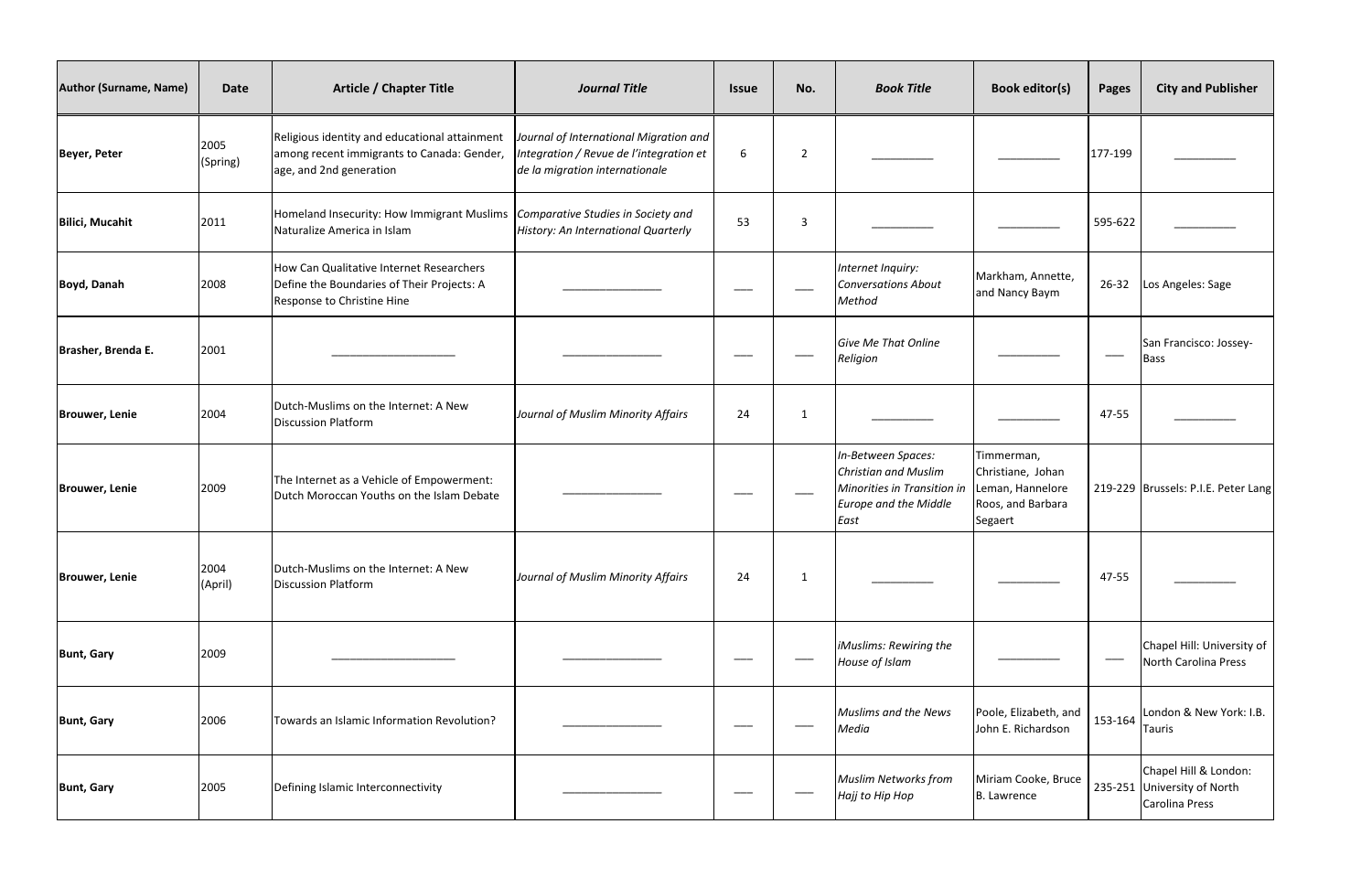| Author (Surname, Name) | Date | Article / Chapter Title | *Journal Title* | Issue | No. | *Book Title* | Book editor(s) | Pages | City and Publisher |
|---|---|---|---|---|---|---|---|---|---|
| **Beyer, Peter** | 2005 (Spring) | Religious identity and educational attainment among recent immigrants to Canada: Gender, age, and 2nd generation | *Journal of International Migration and Integration / Revue de l'integration et de la migration internationale* | 6 | 2 | __________ | __________ | 177-199 | __________ |
| **Bilici, Mucahit** | 2011 | Homeland Insecurity: How Immigrant Muslims Naturalize America in Islam | *Comparative Studies in Society and History: An International Quarterly* | 53 | 3 | __________ | __________ | 595-622 | __________ |
| **Boyd, Danah** | 2008 | How Can Qualitative Internet Researchers Define the Boundaries of Their Projects: A Response to Christine Hine | ________________ | ___ | ___ | *Internet Inquiry: Conversations About Method* | Markham, Annette, and Nancy Baym | 26-32 | Los Angeles: Sage |
| **Brasher, Brenda E.** | 2001 | ____________________ | ________________ | ___ | ___ | *Give Me That Online Religion* | __________ | ___ | San Francisco: Jossey-Bass |
| **Brouwer, Lenie** | 2004 | Dutch-Muslims on the Internet: A New Discussion Platform | *Journal of Muslim Minority Affairs* | 24 | 1 | __________ | __________ | 47-55 | __________ |
| **Brouwer, Lenie** | 2009 | The Internet as a Vehicle of Empowerment: Dutch Moroccan Youths on the Islam Debate | ________________ | ___ | ___ | *In-Between Spaces: Christian and Muslim Minorities in Transition in Europe and the Middle East* | Timmerman, Christiane, Johan Leman, Hannelore Roos, and Barbara Segaert | 219-229 | Brussels: P.I.E. Peter Lang |
| **Brouwer, Lenie** | 2004 (April) | Dutch-Muslims on the Internet: A New Discussion Platform | *Journal of Muslim Minority Affairs* | 24 | 1 | __________ | __________ | 47-55 | __________ |
| **Bunt, Gary** | 2009 | ____________________ | ________________ | ___ | ___ | *iMuslims: Rewiring the House of Islam* | __________ | ___ | Chapel Hill: University of North Carolina Press |
| **Bunt, Gary** | 2006 | Towards an Islamic Information Revolution? | ________________ | ___ | ___ | *Muslims and the News Media* | Poole, Elizabeth, and John E. Richardson | 153-164 | London & New York: I.B. Tauris |
| **Bunt, Gary** | 2005 | Defining Islamic Interconnectivity | ________________ | ___ | ___ | *Muslim Networks from Hajj to Hip Hop* | Miriam Cooke, Bruce B. Lawrence | 235-251 | Chapel Hill & London: University of North Carolina Press |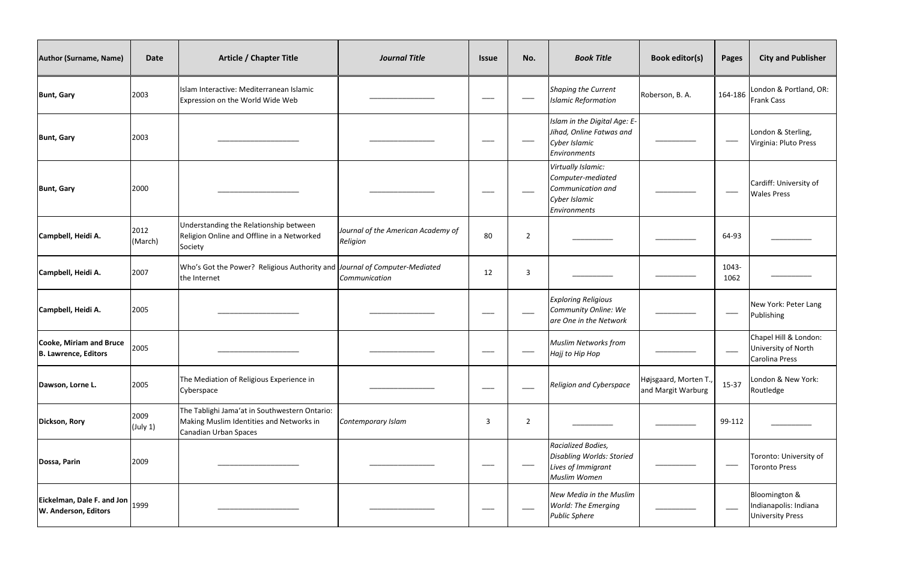| Author (Surname, Name) | Date | Article / Chapter Title | *Journal Title* | Issue | No. | *Book Title* | Book editor(s) | Pages | City and Publisher |
|---|---|---|---|---|---|---|---|---|---|
| **Bunt, Gary** | 2003 | Islam Interactive: Mediterranean Islamic Expression on the World Wide Web | ________________ | ___ | ___ | *Shaping the Current Islamic Reformation* | Roberson, B. A. | 164-186 | London & Portland, OR: Frank Cass |
| **Bunt, Gary** | 2003 | ____________________ | ________________ | ___ | ___ | *Islam in the Digital Age: E-Jihad, Online Fatwas and Cyber Islamic Environments* | __________ | ___ | London & Sterling, Virginia: Pluto Press |
| **Bunt, Gary** | 2000 | ____________________ | ________________ | ___ | ___ | *Virtually Islamic: Computer-mediated Communication and Cyber Islamic Environments* | __________ | ___ | Cardiff: University of Wales Press |
| **Campbell, Heidi A.** | 2012 (March) | Understanding the Relationship between Religion Online and Offline in a Networked Society | *Journal of the American Academy of Religion* | 80 | 2 | __________ | __________ | 64-93 | __________ |
| **Campbell, Heidi A.** | 2007 | Who's Got the Power? Religious Authority and the Internet | *Journal of Computer-Mediated Communication* | 12 | 3 | __________ | __________ | 1043-1062 | __________ |
| **Campbell, Heidi A.** | 2005 | ____________________ | ________________ | ___ | ___ | *Exploring Religious Community Online: We are One in the Network* | __________ | ___ | New York: Peter Lang Publishing |
| **Cooke, Miriam and Bruce B. Lawrence, Editors** | 2005 | ____________________ | ________________ | ___ | ___ | *Muslim Networks from Hajj to Hip Hop* | __________ | ___ | Chapel Hill & London: University of North Carolina Press |
| **Dawson, Lorne L.** | 2005 | The Mediation of Religious Experience in Cyberspace | ________________ | ___ | ___ | *Religion and Cyberspace* | Højsgaard, Morten T., and Margit Warburg | 15-37 | London & New York: Routledge |
| **Dickson, Rory** | 2009 (July 1) | The Tablighi Jama'at in Southwestern Ontario: Making Muslim Identities and Networks in Canadian Urban Spaces | *Contemporary Islam* | 3 | 2 | __________ | __________ | 99-112 | __________ |
| **Dossa, Parin** | 2009 | ____________________ | ________________ | ___ | ___ | *Racialized Bodies, Disabling Worlds: Storied Lives of Immigrant Muslim Women* | __________ | ___ | Toronto: University of Toronto Press |
| **Eickelman, Dale F. and Jon W. Anderson, Editors** | 1999 | ____________________ | ________________ | ___ | ___ | *New Media in the Muslim World: The Emerging Public Sphere* | __________ | ___ | Bloomington & Indianapolis: Indiana University Press |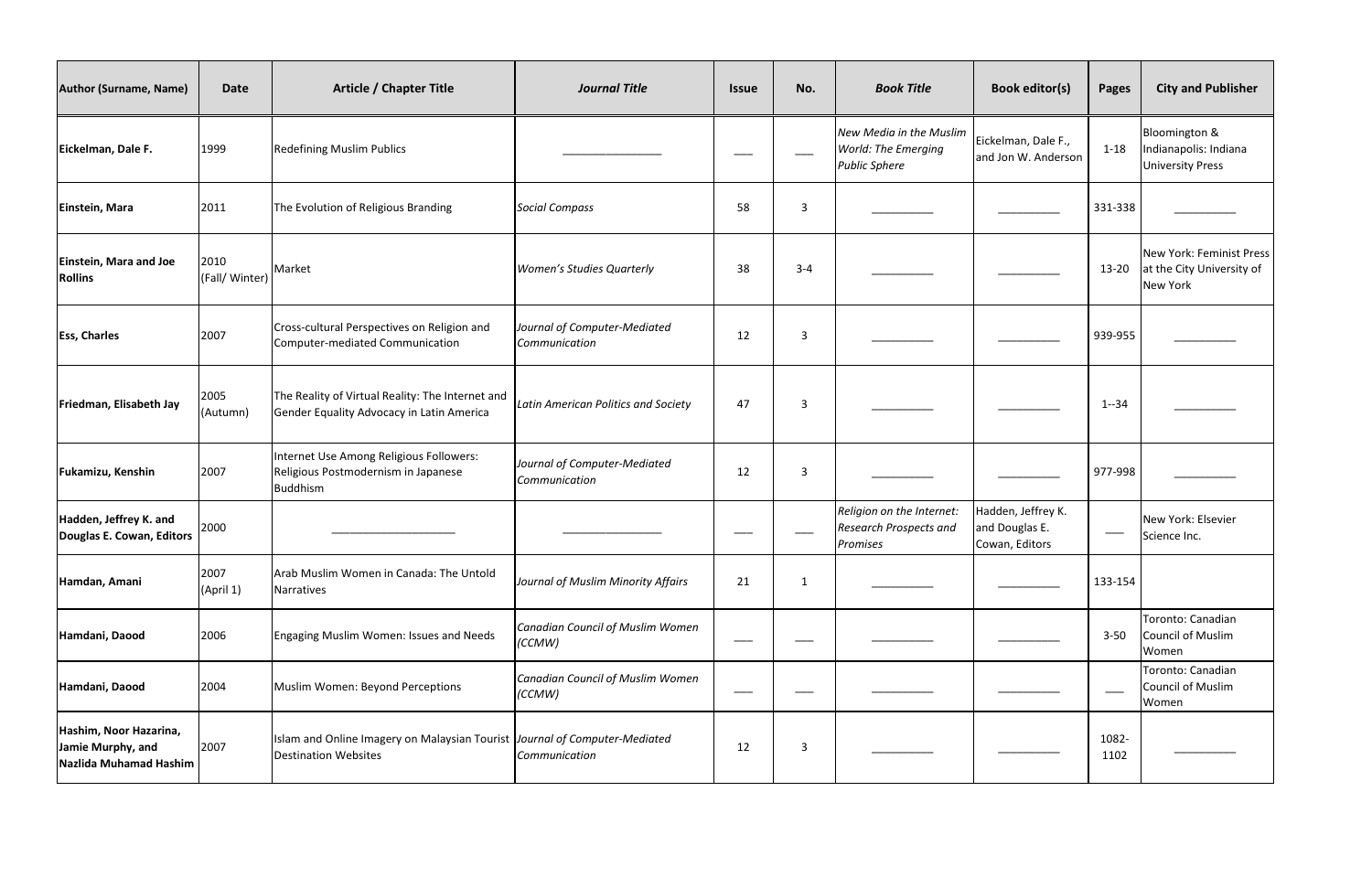| Author (Surname, Name) | Date | Article / Chapter Title | *Journal Title* | Issue | No. | *Book Title* | Book editor(s) | Pages | City and Publisher |
|---|---|---|---|---|---|---|---|---|---|
| **Eickelman, Dale F.** | 1999 | Redefining Muslim Publics | _______________ | ___ | ___ | *New Media in the Muslim World: The Emerging Public Sphere* | Eickelman, Dale F., and Jon W. Anderson | 1-18 | Bloomington & Indianapolis: Indiana University Press |
| **Einstein, Mara** | 2011 | The Evolution of Religious Branding | *Social Compass* | 58 | 3 | __________ | __________ | 331-338 | __________ |
| **Einstein, Mara and Joe Rollins** | 2010 (Fall/ Winter) | Market | *Women's Studies Quarterly* | 38 | 3-4 | __________ | __________ | 13-20 | New York: Feminist Press at the City University of New York |
| **Ess, Charles** | 2007 | Cross-cultural Perspectives on Religion and Computer-mediated Communication | *Journal of Computer-Mediated Communication* | 12 | 3 | __________ | __________ | 939-955 | __________ |
| **Friedman, Elisabeth Jay** | 2005 (Autumn) | The Reality of Virtual Reality: The Internet and Gender Equality Advocacy in Latin America | *Latin American Politics and Society* | 47 | 3 | __________ | __________ | 1--34 | __________ |
| **Fukamizu, Kenshin** | 2007 | Internet Use Among Religious Followers: Religious Postmodernism in Japanese Buddhism | *Journal of Computer-Mediated Communication* | 12 | 3 | __________ | __________ | 977-998 | __________ |
| **Hadden, Jeffrey K. and Douglas E. Cowan, Editors** | 2000 | ___________________ | _______________ | ___ | ___ | *Religion on the Internet: Research Prospects and Promises* | Hadden, Jeffrey K. and Douglas E. Cowan, Editors | ___ | New York: Elsevier Science Inc. |
| **Hamdan, Amani** | 2007 (April 1) | Arab Muslim Women in Canada: The Untold Narratives | *Journal of Muslim Minority Affairs* | 21 | 1 | __________ | __________ | 133-154 | |
| **Hamdani, Daood** | 2006 | Engaging Muslim Women: Issues and Needs | *Canadian Council of Muslim Women (CCMW)* | ___ | ___ | __________ | __________ | 3-50 | Toronto: Canadian Council of Muslim Women |
| **Hamdani, Daood** | 2004 | Muslim Women: Beyond Perceptions | *Canadian Council of Muslim Women (CCMW)* | ___ | ___ | __________ | __________ | ___ | Toronto: Canadian Council of Muslim Women |
| **Hashim, Noor Hazarina, Jamie Murphy, and Nazlida Muhamad Hashim** | 2007 | Islam and Online Imagery on Malaysian Tourist Destination Websites | *Journal of Computer-Mediated Communication* | 12 | 3 | __________ | __________ | 1082-1102 | __________ |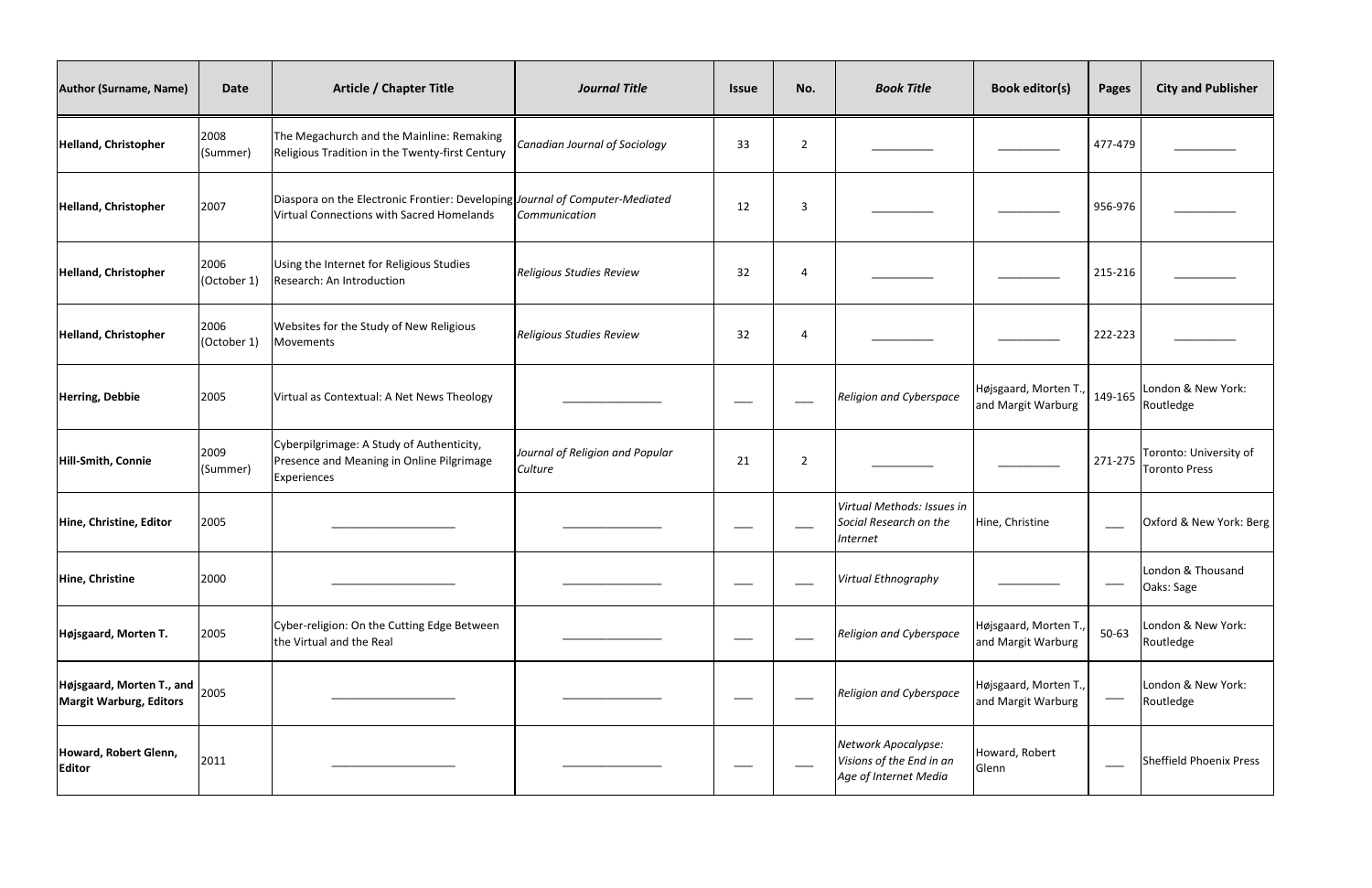| Author (Surname, Name) | Date | Article / Chapter Title | *Journal Title* | Issue | No. | *Book Title* | Book editor(s) | Pages | City and Publisher |
|---|---|---|---|---|---|---|---|---|---|
| **Helland, Christopher** | 2008 (Summer) | The Megachurch and the Mainline: Remaking Religious Tradition in the Twenty-first Century | *Canadian Journal of Sociology* | 33 | 2 | __________ | __________ | 477-479 | __________ |
| **Helland, Christopher** | 2007 | Diaspora on the Electronic Frontier: Developing Virtual Connections with Sacred Homelands | *Journal of Computer-Mediated Communication* | 12 | 3 | __________ | __________ | 956-976 | __________ |
| **Helland, Christopher** | 2006 (October 1) | Using the Internet for Religious Studies Research: An Introduction | *Religious Studies Review* | 32 | 4 | __________ | __________ | 215-216 | __________ |
| **Helland, Christopher** | 2006 (October 1) | Websites for the Study of New Religious Movements | *Religious Studies Review* | 32 | 4 | __________ | __________ | 222-223 | __________ |
| **Herring, Debbie** | 2005 | Virtual as Contextual: A Net News Theology | ________________ | ___ | ___ | *Religion and Cyberspace* | Højsgaard, Morten T., and Margit Warburg | 149-165 | London & New York: Routledge |
| **Hill-Smith, Connie** | 2009 (Summer) | Cyberpilgrimage: A Study of Authenticity, Presence and Meaning in Online Pilgrimage Experiences | *Journal of Religion and Popular Culture* | 21 | 2 | __________ | __________ | 271-275 | Toronto: University of Toronto Press |
| **Hine, Christine, Editor** | 2005 | ____________________ | ________________ | ___ | ___ | *Virtual Methods: Issues in Social Research on the Internet* | Hine, Christine | ___ | Oxford & New York: Berg |
| **Hine, Christine** | 2000 | ____________________ | ________________ | ___ | ___ | *Virtual Ethnography* | __________ | ___ | London & Thousand Oaks: Sage |
| **Højsgaard, Morten T.** | 2005 | Cyber-religion: On the Cutting Edge Between the Virtual and the Real | ________________ | ___ | ___ | *Religion and Cyberspace* | Højsgaard, Morten T., and Margit Warburg | 50-63 | London & New York: Routledge |
| **Højsgaard, Morten T., and Margit Warburg, Editors** | 2005 | ____________________ | ________________ | ___ | ___ | *Religion and Cyberspace* | Højsgaard, Morten T., and Margit Warburg | ___ | London & New York: Routledge |
| **Howard, Robert Glenn, Editor** | 2011 | ____________________ | ________________ | ___ | ___ | *Network Apocalypse: Visions of the End in an Age of Internet Media* | Howard, Robert Glenn | ___ | Sheffield Phoenix Press |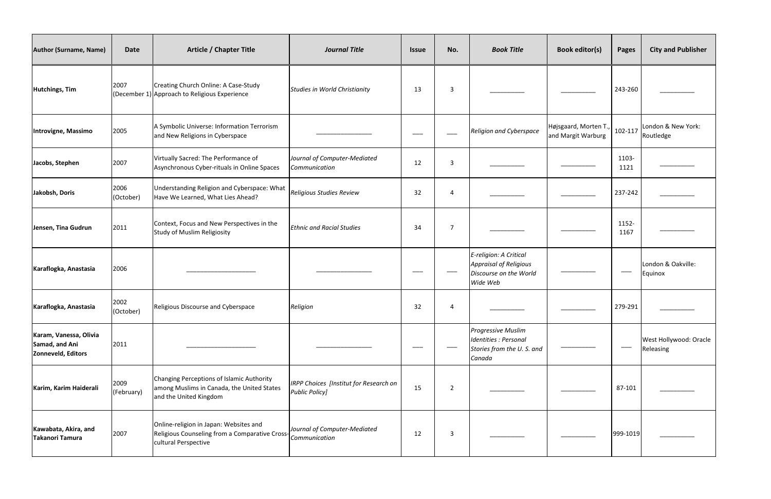| Author (Surname, Name) | Date | Article / Chapter Title | *Journal Title* | Issue | No. | *Book Title* | Book editor(s) | Pages | City and Publisher |
|---|---|---|---|---|---|---|---|---|---|
| **Hutchings, Tim** | 2007 (December 1) | Creating Church Online: A Case-Study Approach to Religious Experience | *Studies in World Christianity* | 13 | 3 | __________ | __________ | 243-260 | __________ |
| **Introvigne, Massimo** | 2005 | A Symbolic Universe: Information Terrorism and New Religions in Cyberspace | ________________ | ___ | ___ | *Religion and Cyberspace* | Højsgaard, Morten T., and Margit Warburg | 102-117 | London & New York: Routledge |
| **Jacobs, Stephen** | 2007 | Virtually Sacred: The Performance of Asynchronous Cyber-rituals in Online Spaces | *Journal of Computer-Mediated Communication* | 12 | 3 | __________ | __________ | 1103-1121 | __________ |
| **Jakobsh, Doris** | 2006 (October) | Understanding Religion and Cyberspace: What Have We Learned, What Lies Ahead? | *Religious Studies Review* | 32 | 4 | __________ | __________ | 237-242 | __________ |
| **Jensen, Tina Gudrun** | 2011 | Context, Focus and New Perspectives in the Study of Muslim Religiosity | *Ethnic and Racial Studies* | 34 | 7 | __________ | __________ | 1152-1167 | __________ |
| **Karaflogka, Anastasia** | 2006 | ____________________ | ________________ | ___ | ___ | *E-religion: A Critical Appraisal of Religious Discourse on the World Wide Web* | __________ | ___ | London & Oakville: Equinox |
| **Karaflogka, Anastasia** | 2002 (October) | Religious Discourse and Cyberspace | *Religion* | 32 | 4 | __________ | __________ | 279-291 | __________ |
| **Karam, Vanessa, Olivia Samad, and Ani Zonneveld, Editors** | 2011 | ____________________ | ________________ | ___ | ___ | *Progressive Muslim Identities : Personal Stories from the U. S. and Canada* | __________ | ___ | West Hollywood: Oracle Releasing |
| **Karim, Karim Haiderali** | 2009 (February) | Changing Perceptions of Islamic Authority among Muslims in Canada, the United States and the United Kingdom | *IRPP Choices [Institut for Research on Public Policy]* | 15 | 2 | __________ | __________ | 87-101 | __________ |
| **Kawabata, Akira, and Takanori Tamura** | 2007 | Online-religion in Japan: Websites and Religious Counseling from a Comparative Cross-cultural Perspective | *Journal of Computer-Mediated Communication* | 12 | 3 | __________ | __________ | 999-1019 | __________ |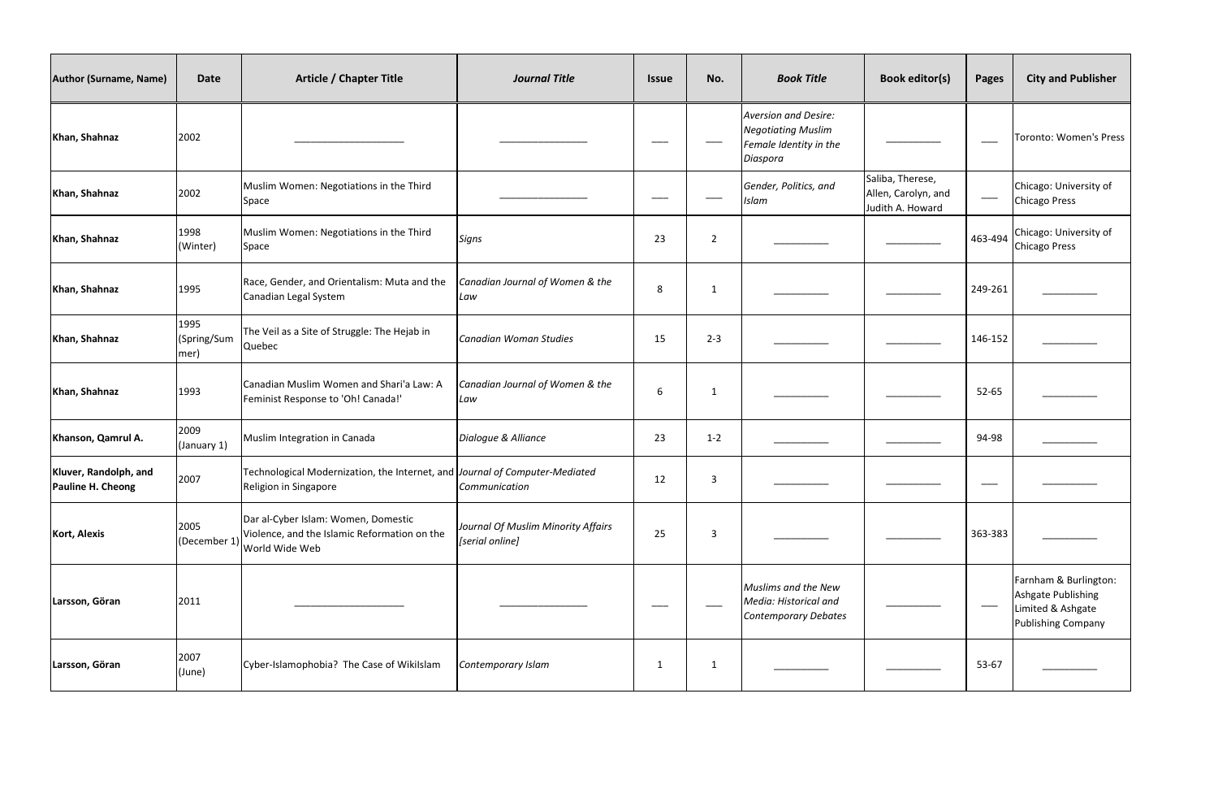| Author (Surname, Name) | Date | Article / Chapter Title | *Journal Title* | Issue | No. | *Book Title* | Book editor(s) | Pages | City and Publisher |
|---|---|---|---|---|---|---|---|---|---|
| **Khan, Shahnaz** | 2002 | ___________________ | _______________ | ___ | ___ | *Aversion and Desire: Negotiating Muslim Female Identity in the Diaspora* | _________ | ___ | Toronto: Women's Press |
| **Khan, Shahnaz** | 2002 | Muslim Women: Negotiations in the Third Space | _______________ | ___ | ___ | *Gender, Politics, and Islam* | Saliba, Therese, Allen, Carolyn, and Judith A. Howard | ___ | Chicago: University of Chicago Press |
| **Khan, Shahnaz** | 1998 (Winter) | Muslim Women: Negotiations in the Third Space | *Signs* | 23 | 2 | _________ | _________ | 463-494 | Chicago: University of Chicago Press |
| **Khan, Shahnaz** | 1995 | Race, Gender, and Orientalism: Muta and the Canadian Legal System | *Canadian Journal of Women & the Law* | 8 | 1 | _________ | _________ | 249-261 | _________ |
| **Khan, Shahnaz** | 1995 (Spring/Summer) | The Veil as a Site of Struggle: The Hejab in Quebec | *Canadian Woman Studies* | 15 | 2-3 | _________ | _________ | 146-152 | _________ |
| **Khan, Shahnaz** | 1993 | Canadian Muslim Women and Shari'a Law: A Feminist Response to 'Oh! Canada!' | *Canadian Journal of Women & the Law* | 6 | 1 | _________ | _________ | 52-65 | _________ |
| **Khanson, Qamrul A.** | 2009 (January 1) | Muslim Integration in Canada | *Dialogue & Alliance* | 23 | 1-2 | _________ | _________ | 94-98 | _________ |
| **Kluver, Randolph, and Pauline H. Cheong** | 2007 | Technological Modernization, the Internet, and Religion in Singapore | *Journal of Computer-Mediated Communication* | 12 | 3 | _________ | _________ | ___ | _________ |
| **Kort, Alexis** | 2005 (December 1) | Dar al-Cyber Islam: Women, Domestic Violence, and the Islamic Reformation on the World Wide Web | *Journal Of Muslim Minority Affairs [serial online]* | 25 | 3 | _________ | _________ | 363-383 | _________ |
| **Larsson, Göran** | 2011 | ___________________ | _______________ | ___ | ___ | *Muslims and the New Media: Historical and Contemporary Debates* | _________ | ___ | Farnham & Burlington: Ashgate Publishing Limited & Ashgate Publishing Company |
| **Larsson, Göran** | 2007 (June) | Cyber-Islamophobia? The Case of WikiIslam | *Contemporary Islam* | 1 | 1 | _________ | _________ | 53-67 | _________ |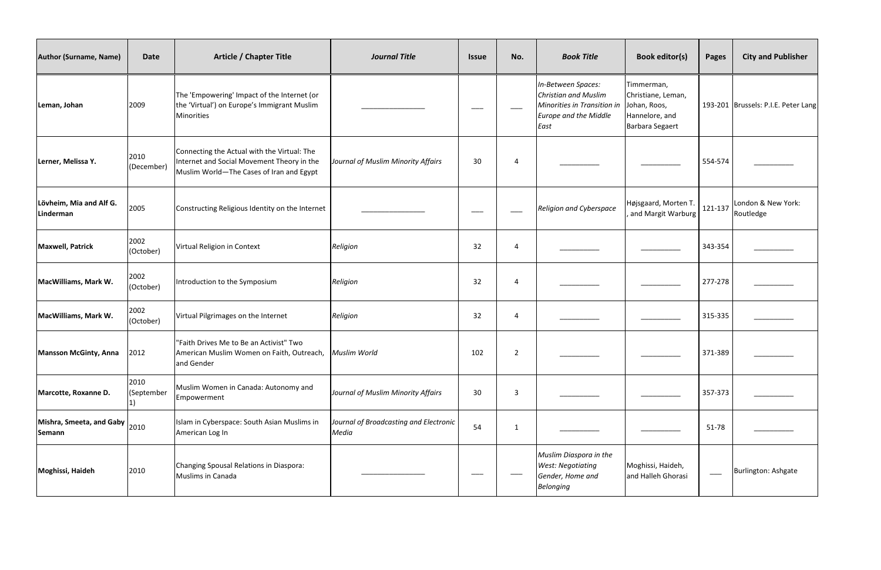| Author (Surname, Name) | Date | Article / Chapter Title | *Journal Title* | Issue | No. | *Book Title* | Book editor(s) | Pages | City and Publisher |
|---|---|---|---|---|---|---|---|---|---|
| **Leman, Johan** | 2009 | The 'Empowering' Impact of the Internet (or the 'Virtual') on Europe's Immigrant Muslim Minorities | _______________ | ___ | ___ | *In-Between Spaces: Christian and Muslim Minorities in Transition in Europe and the Middle East* | Timmerman, Christiane, Leman, Johan, Roos, Hannelore, and Barbara Segaert | 193-201 | Brussels: P.I.E. Peter Lang |
| **Lerner, Melissa Y.** | 2010 (December) | Connecting the Actual with the Virtual: The Internet and Social Movement Theory in the Muslim World—The Cases of Iran and Egypt | *Journal of Muslim Minority Affairs* | 30 | 4 | __________ | __________ | 554-574 | __________ |
| **Lövheim, Mia and Alf G. Linderman** | 2005 | Constructing Religious Identity on the Internet | _______________ | ___ | ___ | *Religion and Cyberspace* | Højsgaard, Morten T. , and Margit Warburg | 121-137 | London & New York: Routledge |
| **Maxwell, Patrick** | 2002 (October) | Virtual Religion in Context | *Religion* | 32 | 4 | __________ | __________ | 343-354 | __________ |
| **MacWilliams, Mark W.** | 2002 (October) | Introduction to the Symposium | *Religion* | 32 | 4 | __________ | __________ | 277-278 | __________ |
| **MacWilliams, Mark W.** | 2002 (October) | Virtual Pilgrimages on the Internet | *Religion* | 32 | 4 | __________ | __________ | 315-335 | __________ |
| **Mansson McGinty, Anna** | 2012 | "Faith Drives Me to Be an Activist" Two American Muslim Women on Faith, Outreach, and Gender | *Muslim World* | 102 | 2 | __________ | __________ | 371-389 | __________ |
| **Marcotte, Roxanne D.** | 2010 (September 1) | Muslim Women in Canada: Autonomy and Empowerment | *Journal of Muslim Minority Affairs* | 30 | 3 | __________ | __________ | 357-373 | __________ |
| **Mishra, Smeeta, and Gaby Semann** | 2010 | Islam in Cyberspace: South Asian Muslims in American Log In | *Journal of Broadcasting and Electronic Media* | 54 | 1 | __________ | __________ | 51-78 | __________ |
| **Moghissi, Haideh** | 2010 | Changing Spousal Relations in Diaspora: Muslims in Canada | _______________ | ___ | ___ | *Muslim Diaspora in the West: Negotiating Gender, Home and Belonging* | Moghissi, Haideh, and Halleh Ghorasi | ___ | Burlington: Ashgate |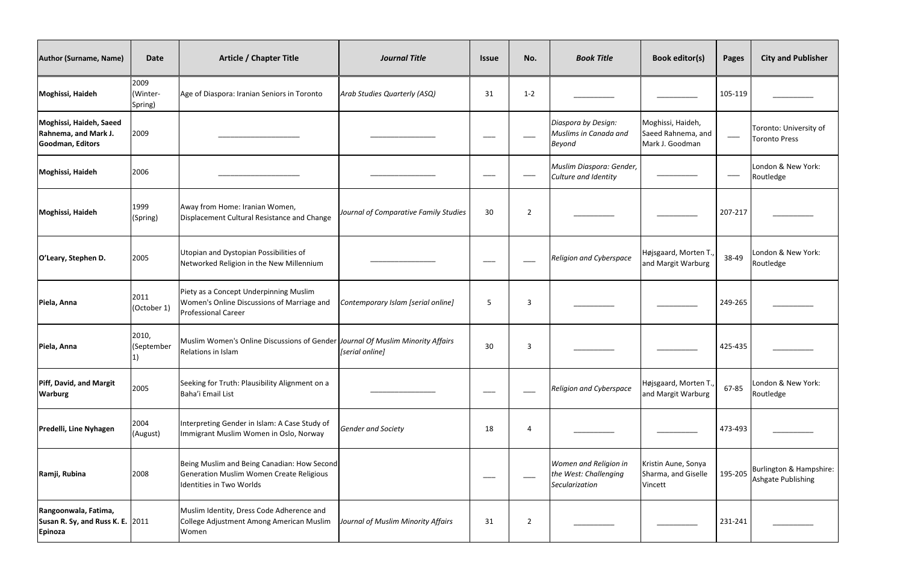| Author (Surname, Name) | Date | Article / Chapter Title | *Journal Title* | Issue | No. | *Book Title* | Book editor(s) | Pages | City and Publisher |
|---|---|---|---|---|---|---|---|---|---|
| **Moghissi, Haideh** | 2009 (Winter-Spring) | Age of Diaspora: Iranian Seniors in Toronto | *Arab Studies Quarterly (ASQ)* | 31 | 1-2 | __________ | __________ | 105-119 | __________ |
| **Moghissi, Haideh, Saeed Rahnema, and Mark J. Goodman, Editors** | 2009 | ____________________ | ________________ | ___ | ___ | *Diaspora by Design: Muslims in Canada and Beyond* | Moghissi, Haideh, Saeed Rahnema, and Mark J. Goodman | ___ | Toronto: University of Toronto Press |
| **Moghissi, Haideh** | 2006 | ____________________ | ________________ | ___ | ___ | *Muslim Diaspora: Gender, Culture and Identity* | __________ | ___ | London & New York: Routledge |
| **Moghissi, Haideh** | 1999 (Spring) | Away from Home: Iranian Women, Displacement Cultural Resistance and Change | *Journal of Comparative Family Studies* | 30 | 2 | __________ | __________ | 207-217 | __________ |
| **O'Leary, Stephen D.** | 2005 | Utopian and Dystopian Possibilities of Networked Religion in the New Millennium | ________________ | ___ | ___ | *Religion and Cyberspace* | Højsgaard, Morten T., and Margit Warburg | 38-49 | London & New York: Routledge |
| **Piela, Anna** | 2011 (October 1) | Piety as a Concept Underpinning Muslim Women's Online Discussions of Marriage and Professional Career | *Contemporary Islam [serial online]* | 5 | 3 | __________ | __________ | 249-265 | __________ |
| **Piela, Anna** | 2010, (September 1) | Muslim Women's Online Discussions of Gender Relations in Islam | *Journal Of Muslim Minority Affairs [serial online]* | 30 | 3 | __________ | __________ | 425-435 | __________ |
| **Piff, David, and Margit Warburg** | 2005 | Seeking for Truth: Plausibility Alignment on a Baha'i Email List | ________________ | ___ | ___ | *Religion and Cyberspace* | Højsgaard, Morten T., and Margit Warburg | 67-85 | London & New York: Routledge |
| **Predelli, Line Nyhagen** | 2004 (August) | Interpreting Gender in Islam: A Case Study of Immigrant Muslim Women in Oslo, Norway | *Gender and Society* | 18 | 4 | __________ | __________ | 473-493 | __________ |
| **Ramji, Rubina** | 2008 | Being Muslim and Being Canadian: How Second Generation Muslim Women Create Religious Identities in Two Worlds | | ___ | ___ | *Women and Religion in the West: Challenging Secularization* | Kristin Aune, Sonya Sharma, and Giselle Vincett | 195-205 | Burlington & Hampshire: Ashgate Publishing |
| **Rangoonwala, Fatima, Susan R. Sy, and Russ K. E. Epinoza** | 2011 | Muslim Identity, Dress Code Adherence and College Adjustment Among American Muslim Women | *Journal of Muslim Minority Affairs* | 31 | 2 | __________ | __________ | 231-241 | __________ |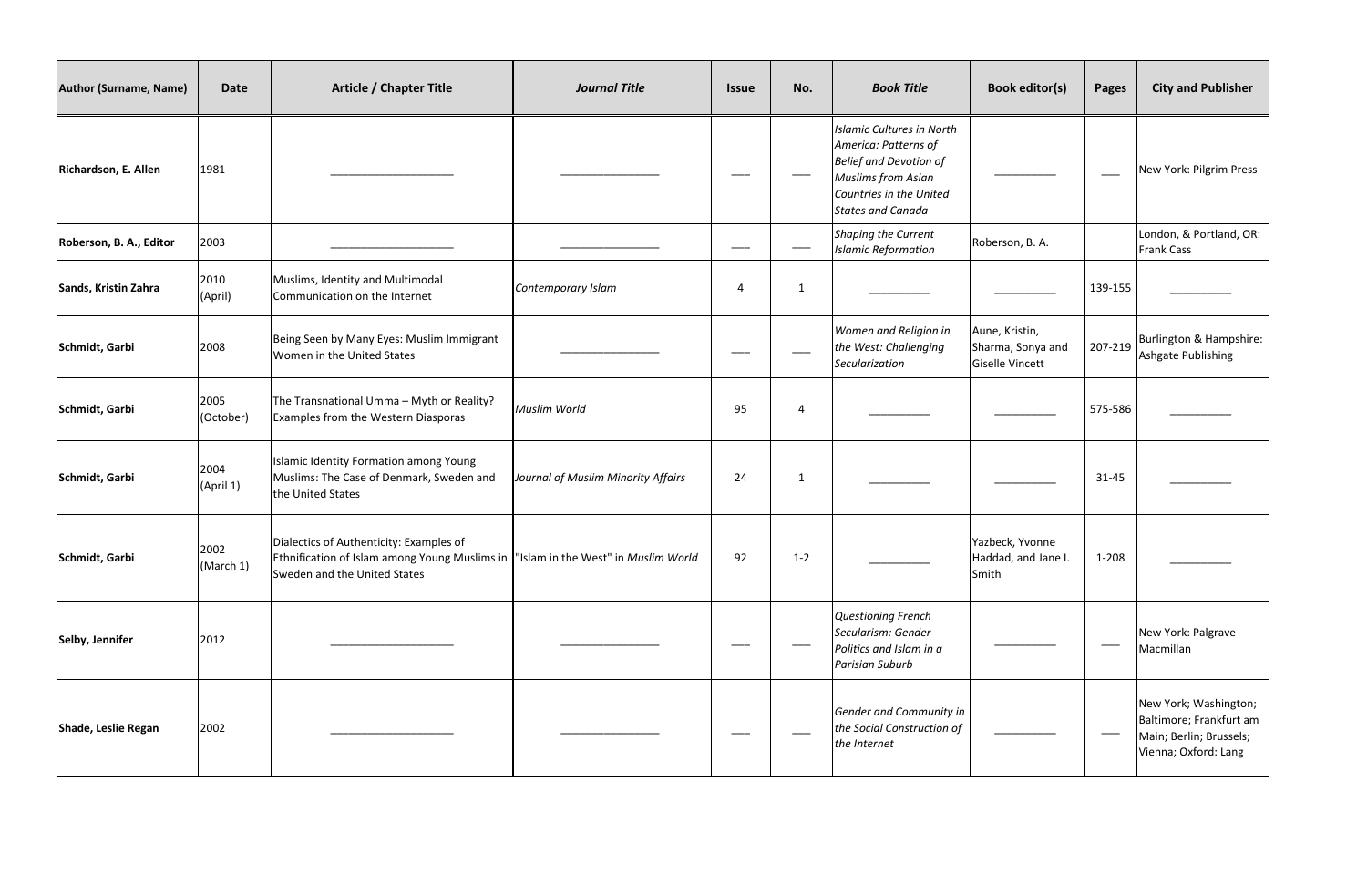| Author (Surname, Name) | Date | Article / Chapter Title | *Journal Title* | Issue | No. | *Book Title* | Book editor(s) | Pages | City and Publisher |
|---|---|---|---|---|---|---|---|---|---|
| **Richardson, E. Allen** | 1981 | ___________________ | _______________ | ___ | ___ | *Islamic Cultures in North America: Patterns of Belief and Devotion of Muslims from Asian Countries in the United States and Canada* | _________ | ___ | New York: Pilgrim Press |
| **Roberson, B. A., Editor** | 2003 | ___________________ | _______________ | ___ | ___ | *Shaping the Current Islamic Reformation* | Roberson, B. A. | | London, & Portland, OR: Frank Cass |
| **Sands, Kristin Zahra** | 2010 (April) | Muslims, Identity and Multimodal Communication on the Internet | *Contemporary Islam* | 4 | 1 | _________ | _________ | 139-155 | _________ |
| **Schmidt, Garbi** | 2008 | Being Seen by Many Eyes: Muslim Immigrant Women in the United States | _______________ | ___ | ___ | *Women and Religion in the West: Challenging Secularization* | Aune, Kristin, Sharma, Sonya and Giselle Vincett | 207-219 | Burlington & Hampshire: Ashgate Publishing |
| **Schmidt, Garbi** | 2005 (October) | The Transnational Umma – Myth or Reality? Examples from the Western Diasporas | *Muslim World* | 95 | 4 | _________ | _________ | 575-586 | _________ |
| **Schmidt, Garbi** | 2004 (April 1) | Islamic Identity Formation among Young Muslims: The Case of Denmark, Sweden and the United States | *Journal of Muslim Minority Affairs* | 24 | 1 | _________ | _________ | 31-45 | _________ |
| **Schmidt, Garbi** | 2002 (March 1) | Dialectics of Authenticity: Examples of Ethnification of Islam among Young Muslims in Sweden and the United States | "Islam in the West" in *Muslim World* | 92 | 1-2 | _________ | Yazbeck, Yvonne Haddad, and Jane I. Smith | 1-208 | _________ |
| **Selby, Jennifer** | 2012 | ___________________ | _______________ | ___ | ___ | *Questioning French Secularism: Gender Politics and Islam in a Parisian Suburb* | _________ | ___ | New York: Palgrave Macmillan |
| **Shade, Leslie Regan** | 2002 | ___________________ | _______________ | ___ | ___ | *Gender and Community in the Social Construction of the Internet* | _________ | ___ | New York; Washington; Baltimore; Frankfurt am Main; Berlin; Brussels; Vienna; Oxford: Lang |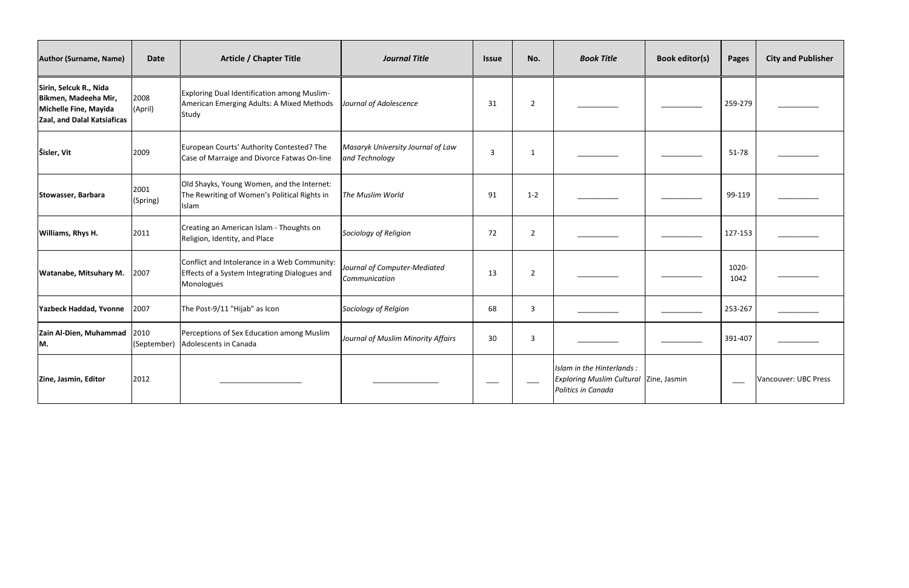| **Author (Surname, Name)** | **Date** | **Article / Chapter Title** | ***Journal Title*** | **Issue** | **No.** | ***Book Title*** | **Book editor(s)** | **Pages** | **City and Publisher** |
|---|---|---|---|---|---|---|---|---|---|
| **Sirin, Selcuk R., Nida Bikmen, Madeeha Mir, Michelle Fine, Mayida Zaal, and Dalal Katsiaficas** | 2008 (April) | Exploring Dual Identification among Muslim-American Emerging Adults: A Mixed Methods Study | *Journal of Adolescence* | 31 | 2 | __________ | __________ | 259-279 | __________ |
| **Šisler, Vit** | 2009 | European Courts' Authority Contested? The Case of Marraige and Divorce Fatwas On-line | *Masaryk University Journal of Law and Technology* | 3 | 1 | __________ | __________ | 51-78 | __________ |
| **Stowasser, Barbara** | 2001 (Spring) | Old Shayks, Young Women, and the Internet: The Rewriting of Women's Political Rights in Islam | *The Muslim World* | 91 | 1-2 | __________ | __________ | 99-119 | __________ |
| **Williams, Rhys H.** | 2011 | Creating an American Islam - Thoughts on Religion, Identity, and Place | *Sociology of Religion* | 72 | 2 | __________ | __________ | 127-153 | __________ |
| **Watanabe, Mitsuhary M.** | 2007 | Conflict and Intolerance in a Web Community: Effects of a System Integrating Dialogues and Monologues | *Journal of Computer-Mediated Communication* | 13 | 2 | __________ | __________ | 1020-1042 | __________ |
| **Yazbeck Haddad, Yvonne** | 2007 | The Post-9/11 "Hijab" as Icon | *Sociology of Relgion* | 68 | 3 | __________ | __________ | 253-267 | __________ |
| **Zain Al-Dien, Muhammad M.** | 2010 (September) | Perceptions of Sex Education among Muslim Adolescents in Canada | *Journal of Muslim Minority Affairs* | 30 | 3 | __________ | __________ | 391-407 | __________ |
| **Zine, Jasmin, Editor** | 2012 | ____________________ | ________________ | ___ | ___ | *Islam in the Hinterlands : Exploring Muslim Cultural Politics in Canada* | Zine, Jasmin | ___ | Vancouver: UBC Press |